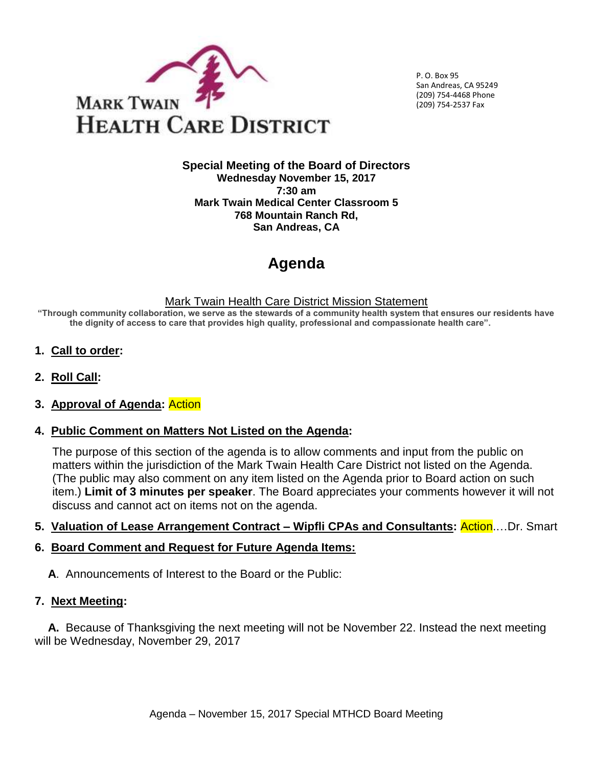MARK TWAIN
HEALTH CARE DISTRICT

P. O. Box 95
San Andreas, CA 95249
(209) 754-4468 Phone
(209) 754-2537 Fax

**Special Meeting of the Board of Directors**
**Wednesday November 15, 2017**
**7:30 am**
**Mark Twain Medical Center Classroom 5**
**768 Mountain Ranch Rd,**
**San Andreas, CA**

# Agenda

Mark Twain Health Care District Mission Statement

**"Through community collaboration, we serve as the stewards of a community health system that ensures our residents have the dignity of access to care that provides high quality, professional and compassionate health care".**

1. **Call to order:**

2. **Roll Call:**

3. **Approval of Agenda:** Action

4. **Public Comment on Matters Not Listed on the Agenda:**

   The purpose of this section of the agenda is to allow comments and input from the public on matters within the jurisdiction of the Mark Twain Health Care District not listed on the Agenda. (The public may also comment on any item listed on the Agenda prior to Board action on such item.) **Limit of 3 minutes per speaker**. The Board appreciates your comments however it will not discuss and cannot act on items not on the agenda.

5. **Valuation of Lease Arrangement Contract – Wipfli CPAs and Consultants:** Action….Dr. Smart

6. **Board Comment and Request for Future Agenda Items:**

   **A**. Announcements of Interest to the Board or the Public:

7. **Next Meeting:**

   **A.** Because of Thanksgiving the next meeting will not be November 22. Instead the next meeting will be Wednesday, November 29, 2017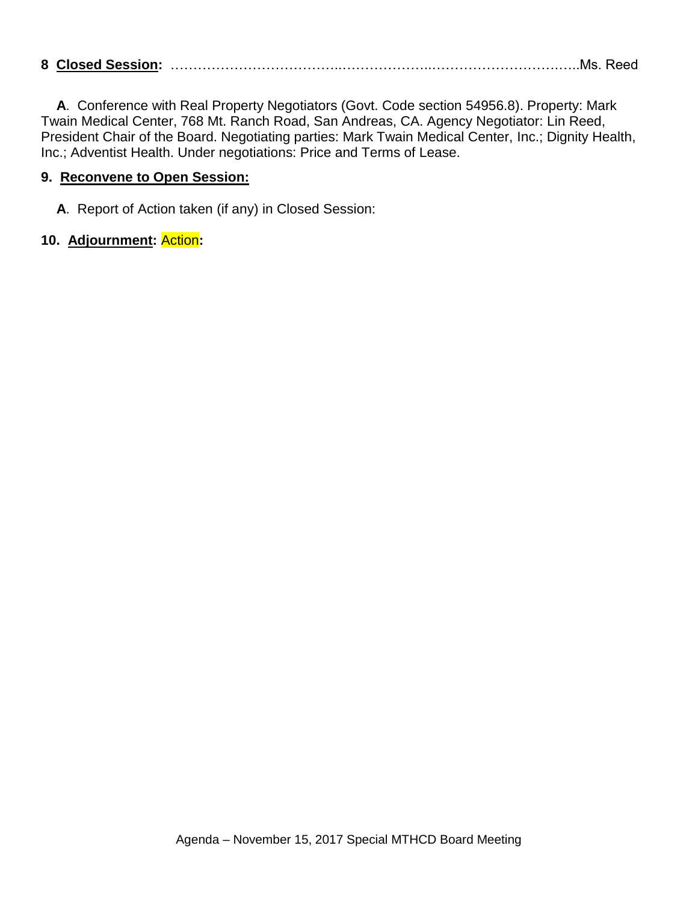**8 <u>Closed Session</u>:** ……………………………...………………..…………………………..Ms. Reed

**A**. Conference with Real Property Negotiators (Govt. Code section 54956.8). Property: Mark Twain Medical Center, 768 Mt. Ranch Road, San Andreas, CA. Agency Negotiator: Lin Reed, President Chair of the Board. Negotiating parties: Mark Twain Medical Center, Inc.; Dignity Health, Inc.; Adventist Health. Under negotiations: Price and Terms of Lease.

**9. <u>Reconvene to Open Session:</u>**

**A**. Report of Action taken (if any) in Closed Session:

**10. <u>Adjournment</u>:** Action**:**

Agenda – November 15, 2017 Special MTHCD Board Meeting